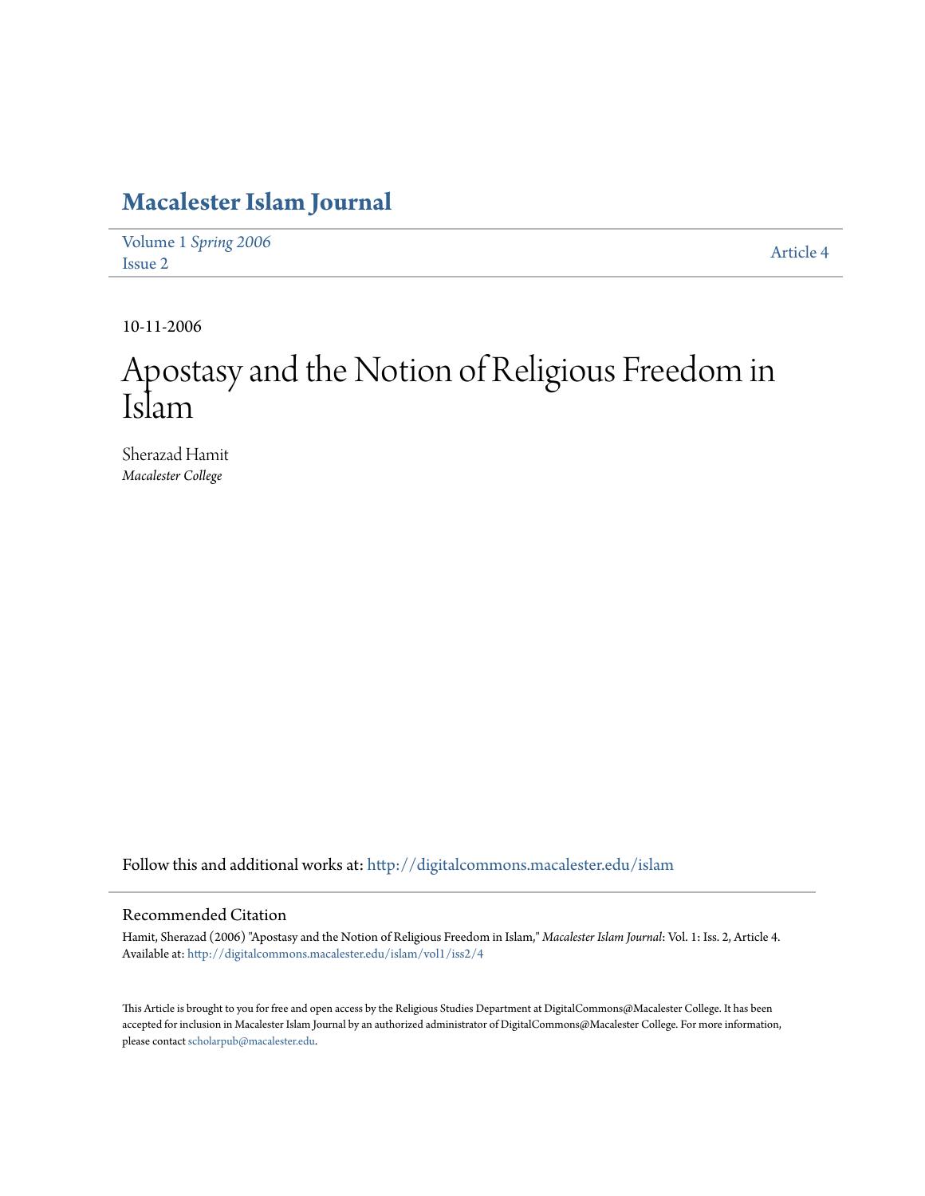# Macalester Islam Journal

Volume 1 *Spring 2006*
Issue 2

Article 4

10-11-2006

# Apostasy and the Notion of Religious Freedom in Islam

Sherazad Hamit
*Macalester College*

Follow this and additional works at: http://digitalcommons.macalester.edu/islam

## Recommended Citation

Hamit, Sherazad (2006) "Apostasy and the Notion of Religious Freedom in Islam," *Macalester Islam Journal*: Vol. 1: Iss. 2, Article 4.
Available at: http://digitalcommons.macalester.edu/islam/vol1/iss2/4

This Article is brought to you for free and open access by the Religious Studies Department at DigitalCommons@Macalester College. It has been accepted for inclusion in Macalester Islam Journal by an authorized administrator of DigitalCommons@Macalester College. For more information, please contact scholarpub@macalester.edu.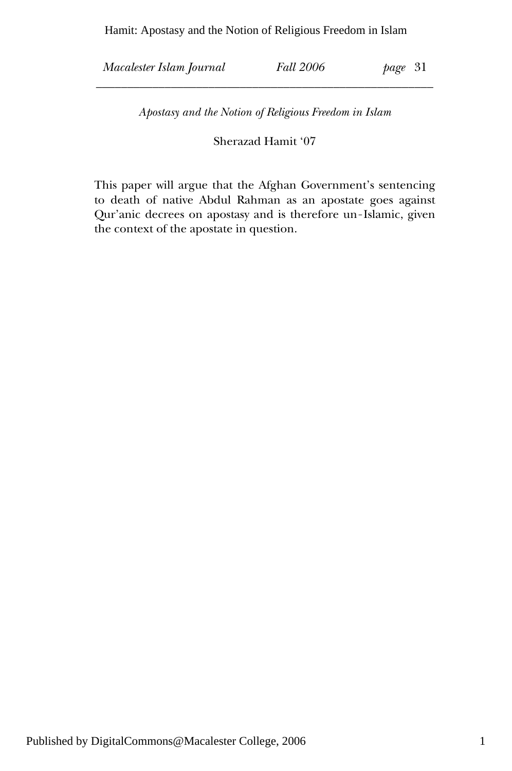*Apostasy and the Notion of Religious Freedom in Islam*

Sherazad Hamit '07

This paper will argue that the Afghan Government's sentencing to death of native Abdul Rahman as an apostate goes against Qur'anic decrees on apostasy and is therefore un-Islamic, given the context of the apostate in question.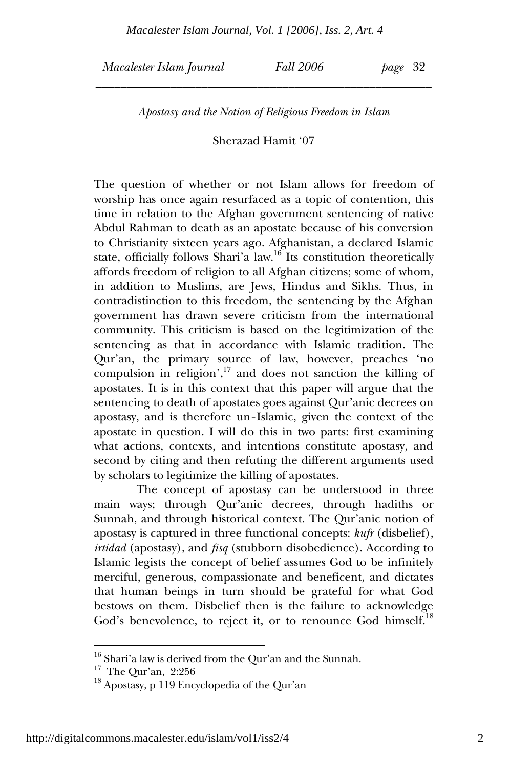*Apostasy and the Notion of Religious Freedom in Islam*

Sherazad Hamit '07

The question of whether or not Islam allows for freedom of worship has once again resurfaced as a topic of contention, this time in relation to the Afghan government sentencing of native Abdul Rahman to death as an apostate because of his conversion to Christianity sixteen years ago. Afghanistan, a declared Islamic state, officially follows Shari'a law.[16] Its constitution theoretically affords freedom of religion to all Afghan citizens; some of whom, in addition to Muslims, are Jews, Hindus and Sikhs. Thus, in contradistinction to this freedom, the sentencing by the Afghan government has drawn severe criticism from the international community. This criticism is based on the legitimization of the sentencing as that in accordance with Islamic tradition. The Qur'an, the primary source of law, however, preaches 'no compulsion in religion',[17] and does not sanction the killing of apostates. It is in this context that this paper will argue that the sentencing to death of apostates goes against Qur'anic decrees on apostasy, and is therefore un-Islamic, given the context of the apostate in question. I will do this in two parts: first examining what actions, contexts, and intentions constitute apostasy, and second by citing and then refuting the different arguments used by scholars to legitimize the killing of apostates.

The concept of apostasy can be understood in three main ways; through Qur'anic decrees, through hadiths or Sunnah, and through historical context. The Qur'anic notion of apostasy is captured in three functional concepts: *kufr* (disbelief), *irtidad* (apostasy), and *fisq* (stubborn disobedience). According to Islamic legists the concept of belief assumes God to be infinitely merciful, generous, compassionate and beneficent, and dictates that human beings in turn should be grateful for what God bestows on them. Disbelief then is the failure to acknowledge God's benevolence, to reject it, or to renounce God himself.[18]

---

[16] Shari'a law is derived from the Qur'an and the Sunnah.

[17] The Qur'an, 2:256

[18] Apostasy, p 119 Encyclopedia of the Qur'an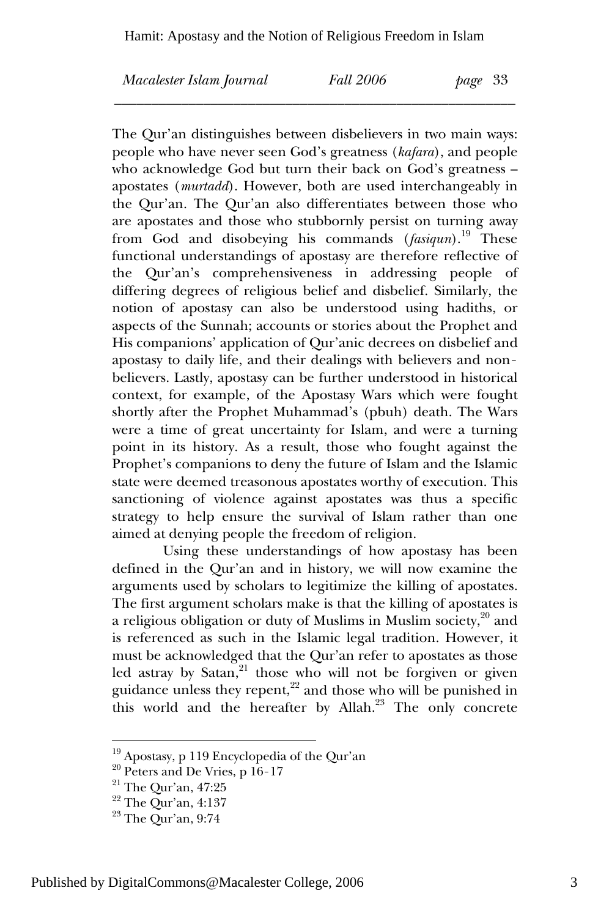The Qur'an distinguishes between disbelievers in two main ways: people who have never seen God's greatness (*kafara*), and people who acknowledge God but turn their back on God's greatness – apostates (*murtadd*). However, both are used interchangeably in the Qur'an. The Qur'an also differentiates between those who are apostates and those who stubbornly persist on turning away from God and disobeying his commands (*fasiqun*).[19] These functional understandings of apostasy are therefore reflective of the Qur'an's comprehensiveness in addressing people of differing degrees of religious belief and disbelief. Similarly, the notion of apostasy can also be understood using hadiths, or aspects of the Sunnah; accounts or stories about the Prophet and His companions' application of Qur'anic decrees on disbelief and apostasy to daily life, and their dealings with believers and non-believers. Lastly, apostasy can be further understood in historical context, for example, of the Apostasy Wars which were fought shortly after the Prophet Muhammad's (pbuh) death. The Wars were a time of great uncertainty for Islam, and were a turning point in its history. As a result, those who fought against the Prophet's companions to deny the future of Islam and the Islamic state were deemed treasonous apostates worthy of execution. This sanctioning of violence against apostates was thus a specific strategy to help ensure the survival of Islam rather than one aimed at denying people the freedom of religion.

Using these understandings of how apostasy has been defined in the Qur'an and in history, we will now examine the arguments used by scholars to legitimize the killing of apostates. The first argument scholars make is that the killing of apostates is a religious obligation or duty of Muslims in Muslim society,[20] and is referenced as such in the Islamic legal tradition. However, it must be acknowledged that the Qur'an refer to apostates as those led astray by Satan,[21] those who will not be forgiven or given guidance unless they repent,[22] and those who will be punished in this world and the hereafter by Allah.[23] The only concrete

---

[19] Apostasy, p 119 Encyclopedia of the Qur'an
[20] Peters and De Vries, p 16-17
[21] The Qur'an, 47:25
[22] The Qur'an, 4:137
[23] The Qur'an, 9:74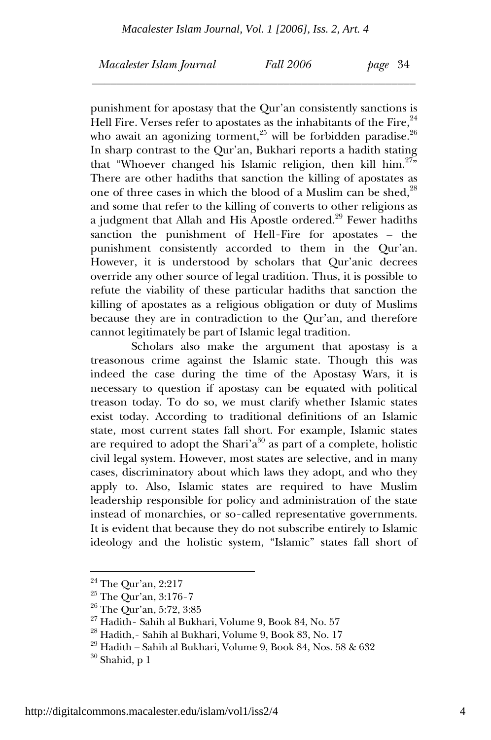punishment for apostasy that the Qur'an consistently sanctions is Hell Fire. Verses refer to apostates as the inhabitants of the Fire,[24] who await an agonizing torment,[25] will be forbidden paradise.[26] In sharp contrast to the Qur'an, Bukhari reports a hadith stating that "Whoever changed his Islamic religion, then kill him.[27]" There are other hadiths that sanction the killing of apostates as one of three cases in which the blood of a Muslim can be shed,[28] and some that refer to the killing of converts to other religions as a judgment that Allah and His Apostle ordered.[29] Fewer hadiths sanction the punishment of Hell-Fire for apostates – the punishment consistently accorded to them in the Qur'an. However, it is understood by scholars that Qur'anic decrees override any other source of legal tradition. Thus, it is possible to refute the viability of these particular hadiths that sanction the killing of apostates as a religious obligation or duty of Muslims because they are in contradiction to the Qur'an, and therefore cannot legitimately be part of Islamic legal tradition.

Scholars also make the argument that apostasy is a treasonous crime against the Islamic state. Though this was indeed the case during the time of the Apostasy Wars, it is necessary to question if apostasy can be equated with political treason today. To do so, we must clarify whether Islamic states exist today. According to traditional definitions of an Islamic state, most current states fall short. For example, Islamic states are required to adopt the Shari'a[30] as part of a complete, holistic civil legal system. However, most states are selective, and in many cases, discriminatory about which laws they adopt, and who they apply to. Also, Islamic states are required to have Muslim leadership responsible for policy and administration of the state instead of monarchies, or so-called representative governments. It is evident that because they do not subscribe entirely to Islamic ideology and the holistic system, "Islamic" states fall short of

---

[24] The Qur'an, 2:217

[25] The Qur'an, 3:176-7

[26] The Qur'an, 5:72, 3:85

[27] Hadith- Sahih al Bukhari, Volume 9, Book 84, No. 57

[28] Hadith,- Sahih al Bukhari, Volume 9, Book 83, No. 17

[29] Hadith – Sahih al Bukhari, Volume 9, Book 84, Nos. 58 & 632

[30] Shahid, p 1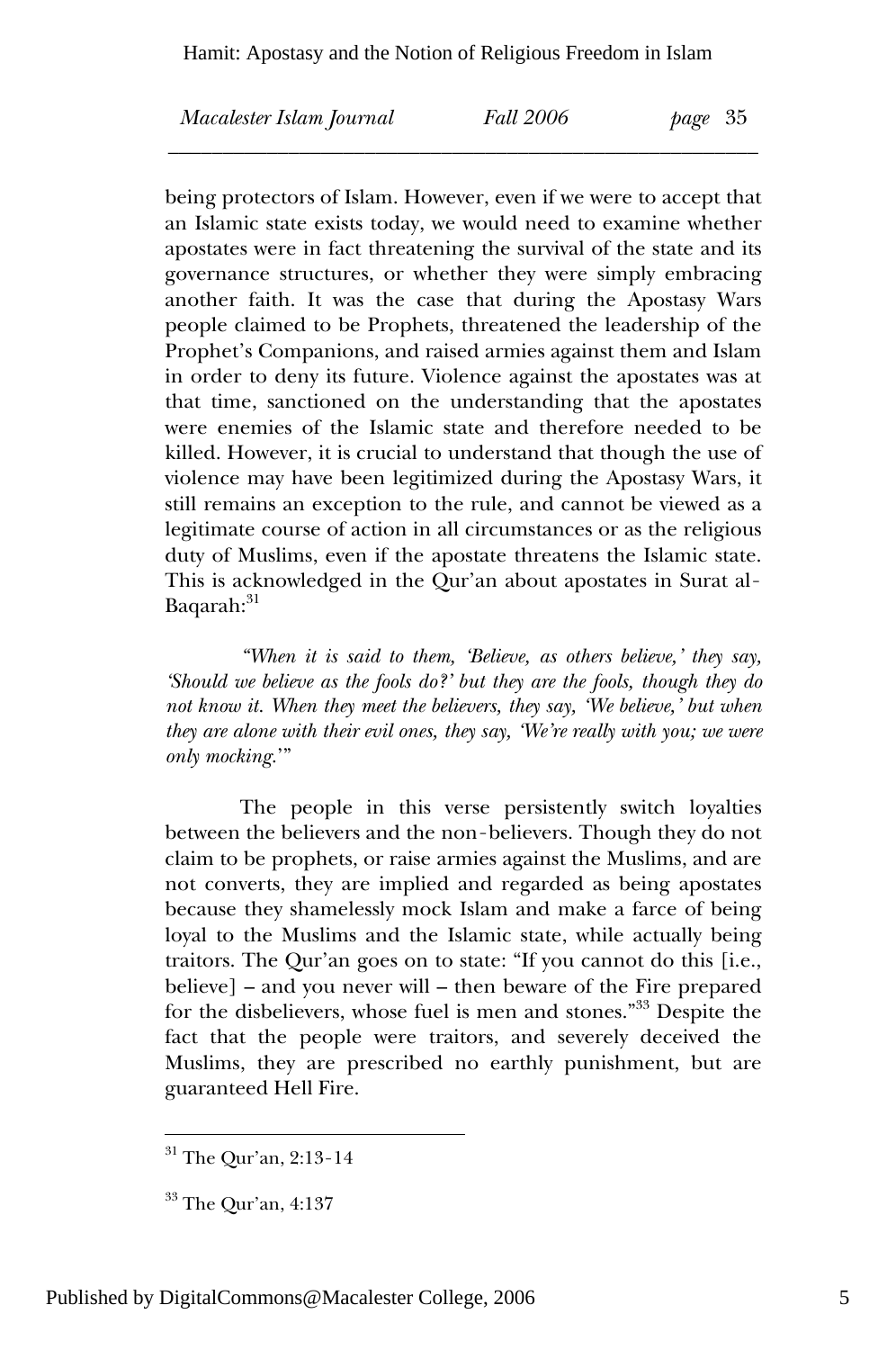being protectors of Islam. However, even if we were to accept that an Islamic state exists today, we would need to examine whether apostates were in fact threatening the survival of the state and its governance structures, or whether they were simply embracing another faith. It was the case that during the Apostasy Wars people claimed to be Prophets, threatened the leadership of the Prophet's Companions, and raised armies against them and Islam in order to deny its future. Violence against the apostates was at that time, sanctioned on the understanding that the apostates were enemies of the Islamic state and therefore needed to be killed. However, it is crucial to understand that though the use of violence may have been legitimized during the Apostasy Wars, it still remains an exception to the rule, and cannot be viewed as a legitimate course of action in all circumstances or as the religious duty of Muslims, even if the apostate threatens the Islamic state. This is acknowledged in the Qur'an about apostates in Surat al-Baqarah:[31]

> *"When it is said to them, 'Believe, as others believe,' they say, 'Should we believe as the fools do?' but they are the fools, though they do not know it. When they meet the believers, they say, 'We believe,' but when they are alone with their evil ones, they say, 'We're really with you; we were only mocking.'"*

The people in this verse persistently switch loyalties between the believers and the non-believers. Though they do not claim to be prophets, or raise armies against the Muslims, and are not converts, they are implied and regarded as being apostates because they shamelessly mock Islam and make a farce of being loyal to the Muslims and the Islamic state, while actually being traitors. The Qur'an goes on to state: "If you cannot do this [i.e., believe] – and you never will – then beware of the Fire prepared for the disbelievers, whose fuel is men and stones."[33] Despite the fact that the people were traitors, and severely deceived the Muslims, they are prescribed no earthly punishment, but are guaranteed Hell Fire.

---

[31] The Qur'an, 2:13-14

[33] The Qur'an, 4:137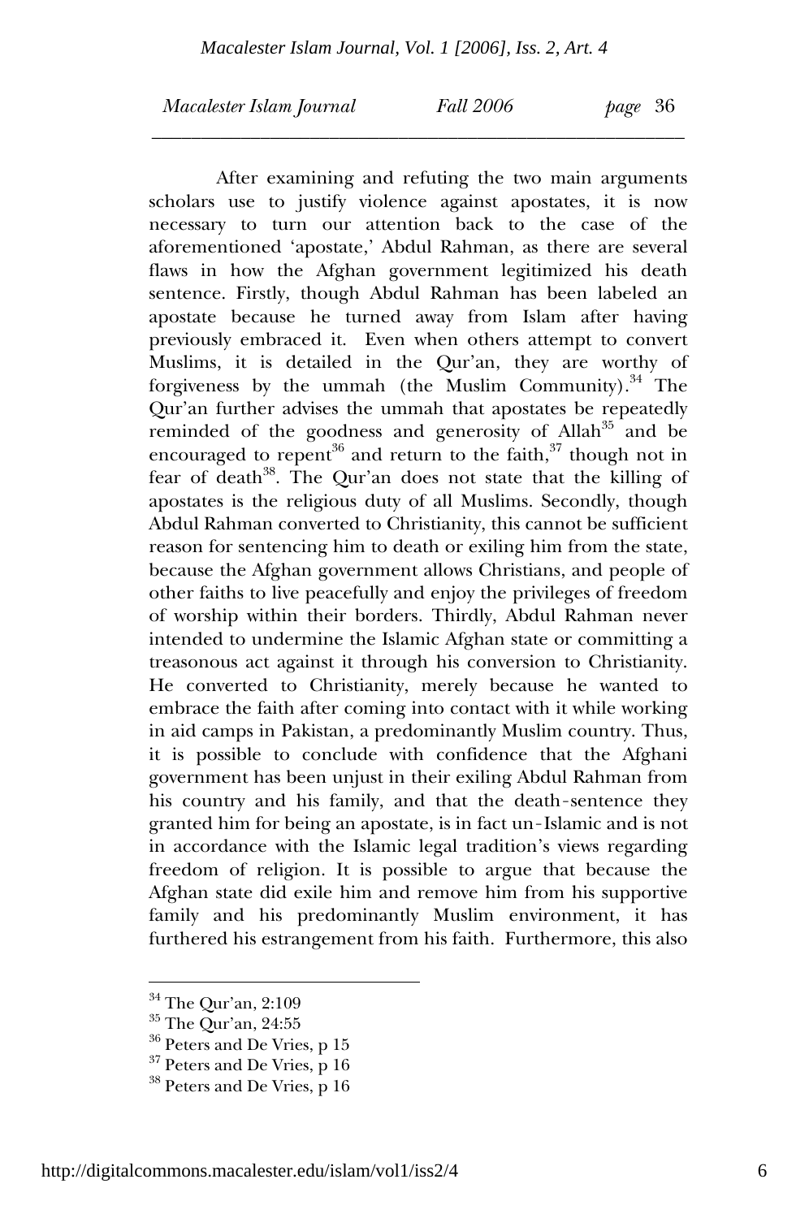After examining and refuting the two main arguments scholars use to justify violence against apostates, it is now necessary to turn our attention back to the case of the aforementioned 'apostate,' Abdul Rahman, as there are several flaws in how the Afghan government legitimized his death sentence. Firstly, though Abdul Rahman has been labeled an apostate because he turned away from Islam after having previously embraced it. Even when others attempt to convert Muslims, it is detailed in the Qur'an, they are worthy of forgiveness by the ummah (the Muslim Community).[34] The Qur'an further advises the ummah that apostates be repeatedly reminded of the goodness and generosity of Allah[35] and be encouraged to repent[36] and return to the faith,[37] though not in fear of death[38]. The Qur'an does not state that the killing of apostates is the religious duty of all Muslims. Secondly, though Abdul Rahman converted to Christianity, this cannot be sufficient reason for sentencing him to death or exiling him from the state, because the Afghan government allows Christians, and people of other faiths to live peacefully and enjoy the privileges of freedom of worship within their borders. Thirdly, Abdul Rahman never intended to undermine the Islamic Afghan state or committing a treasonous act against it through his conversion to Christianity. He converted to Christianity, merely because he wanted to embrace the faith after coming into contact with it while working in aid camps in Pakistan, a predominantly Muslim country. Thus, it is possible to conclude with confidence that the Afghani government has been unjust in their exiling Abdul Rahman from his country and his family, and that the death-sentence they granted him for being an apostate, is in fact un-Islamic and is not in accordance with the Islamic legal tradition's views regarding freedom of religion. It is possible to argue that because the Afghan state did exile him and remove him from his supportive family and his predominantly Muslim environment, it has furthered his estrangement from his faith. Furthermore, this also

---

[34] The Qur'an, 2:109

[35] The Qur'an, 24:55

[36] Peters and De Vries, p 15

[37] Peters and De Vries, p 16

[38] Peters and De Vries, p 16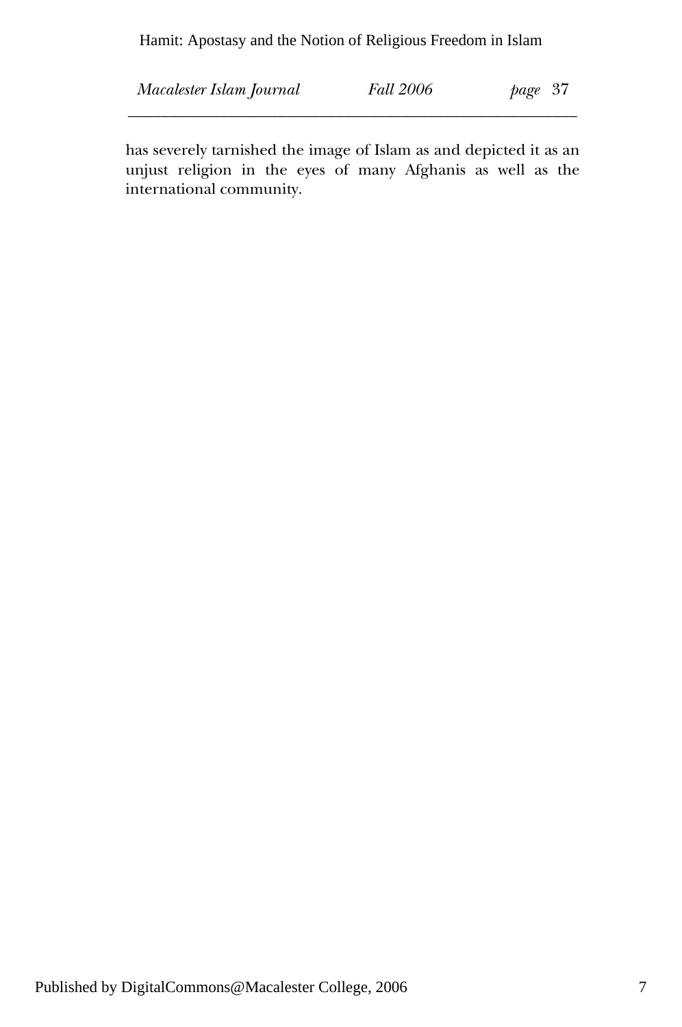has severely tarnished the image of Islam as and depicted it as an unjust religion in the eyes of many Afghanis as well as the international community.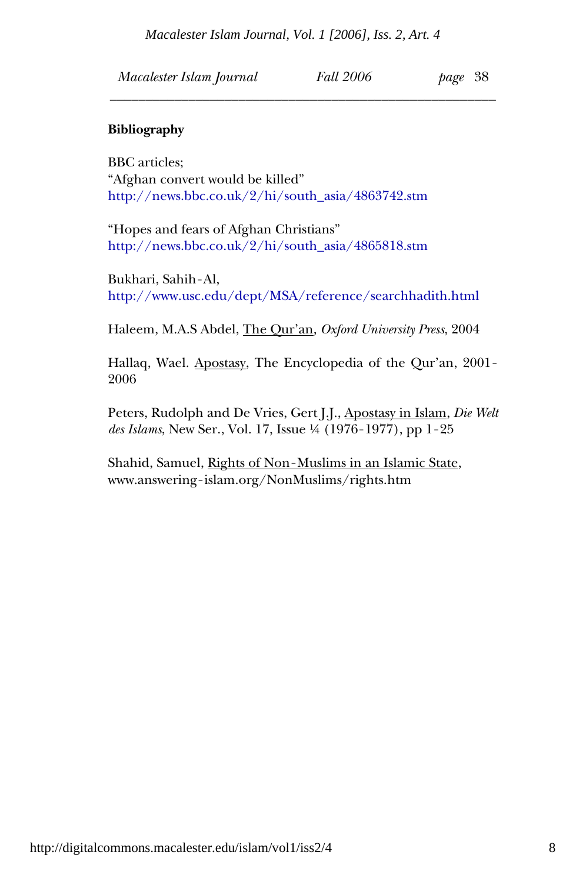**Bibliography**

BBC articles;
"Afghan convert would be killed"
http://news.bbc.co.uk/2/hi/south_asia/4863742.stm

"Hopes and fears of Afghan Christians"
http://news.bbc.co.uk/2/hi/south_asia/4865818.stm

Bukhari, Sahih-Al,
http://www.usc.edu/dept/MSA/reference/searchhadith.html

Haleem, M.A.S Abdel, The Qur'an, *Oxford University Press*, 2004

Hallaq, Wael. Apostasy, The Encyclopedia of the Qur'an, 2001-2006

Peters, Rudolph and De Vries, Gert J.J., Apostasy in Islam, *Die Welt des Islams*, New Ser., Vol. 17, Issue ¼ (1976-1977), pp 1-25

Shahid, Samuel, Rights of Non-Muslims in an Islamic State, www.answering-islam.org/NonMuslims/rights.htm